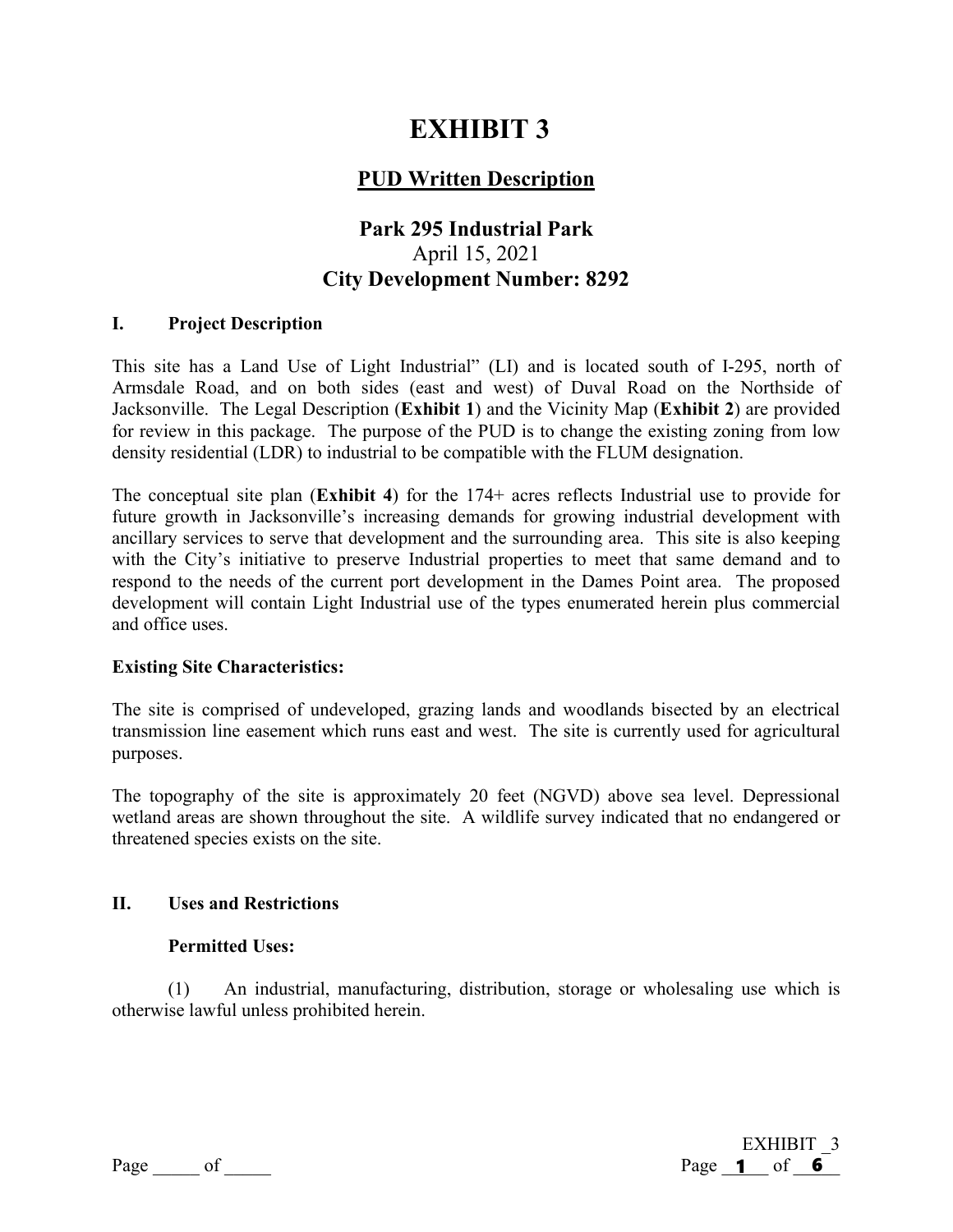# EXHIBIT 3

## PUD Written Description

### Park 295 Industrial Park

April 15, 2021

**City Development Number: 8292**

### I. Project Description

This site has a Land Use of Light Industrial" (LI) and is located south of I-295, north of Armsdale Road, and on both sides (east and west) of Duval Road on the Northside of Jacksonville. The Legal Description (**Exhibit 1**) and the Vicinity Map (**Exhibit 2**) are provided for review in this package. The purpose of the PUD is to change the existing zoning from low density residential (LDR) to industrial to be compatible with the FLUM designation.

The conceptual site plan (**Exhibit 4**) for the 174+ acres reflects Industrial use to provide for future growth in Jacksonville's increasing demands for growing industrial development with ancillary services to serve that development and the surrounding area. This site is also keeping with the City's initiative to preserve Industrial properties to meet that same demand and to respond to the needs of the current port development in the Dames Point area. The proposed development will contain Light Industrial use of the types enumerated herein plus commercial and office uses.

**Existing Site Characteristics:**

The site is comprised of undeveloped, grazing lands and woodlands bisected by an electrical transmission line easement which runs east and west. The site is currently used for agricultural purposes.

The topography of the site is approximately 20 feet (NGVD) above sea level. Depressional wetland areas are shown throughout the site. A wildlife survey indicated that no endangered or threatened species exists on the site.

### II. Uses and Restrictions

**Permitted Uses:**

(1) An industrial, manufacturing, distribution, storage or wholesaling use which is otherwise lawful unless prohibited herein.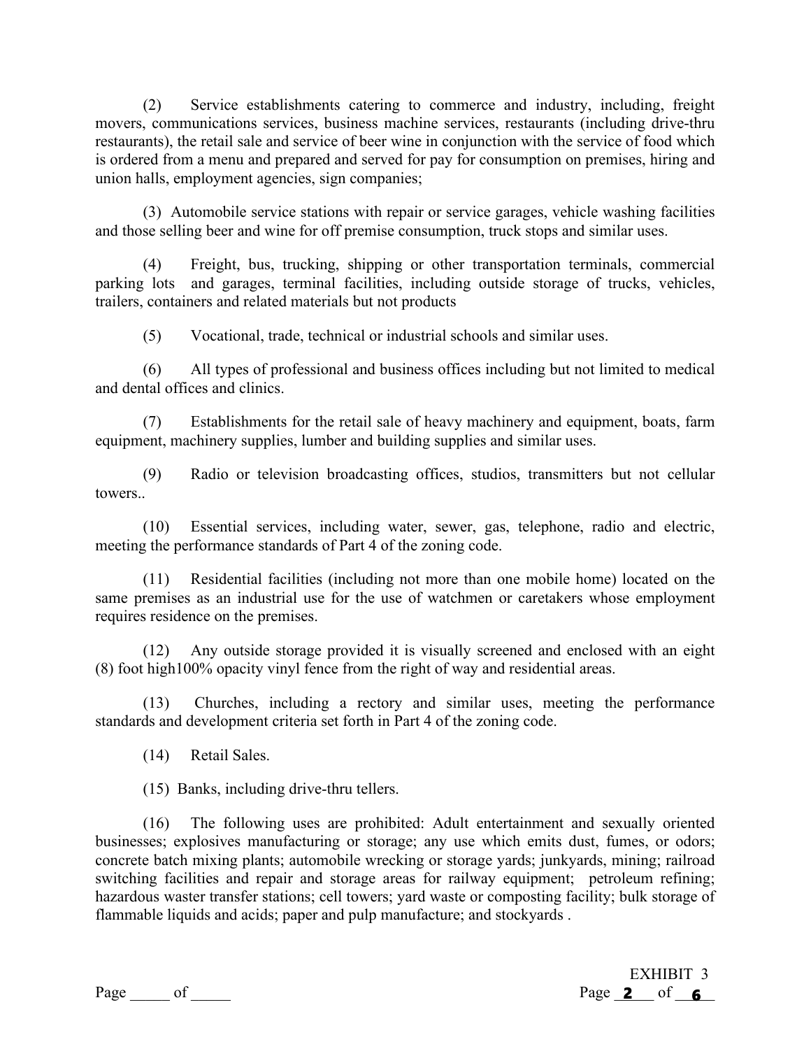(2) Service establishments catering to commerce and industry, including, freight movers, communications services, business machine services, restaurants (including drive-thru restaurants), the retail sale and service of beer wine in conjunction with the service of food which is ordered from a menu and prepared and served for pay for consumption on premises, hiring and union halls, employment agencies, sign companies;

(3) Automobile service stations with repair or service garages, vehicle washing facilities and those selling beer and wine for off premise consumption, truck stops and similar uses.

(4) Freight, bus, trucking, shipping or other transportation terminals, commercial parking lots and garages, terminal facilities, including outside storage of trucks, vehicles, trailers, containers and related materials but not products

(5) Vocational, trade, technical or industrial schools and similar uses.

(6) All types of professional and business offices including but not limited to medical and dental offices and clinics.

(7) Establishments for the retail sale of heavy machinery and equipment, boats, farm equipment, machinery supplies, lumber and building supplies and similar uses.

(9) Radio or television broadcasting offices, studios, transmitters but not cellular towers..

(10) Essential services, including water, sewer, gas, telephone, radio and electric, meeting the performance standards of Part 4 of the zoning code.

(11) Residential facilities (including not more than one mobile home) located on the same premises as an industrial use for the use of watchmen or caretakers whose employment requires residence on the premises.

(12) Any outside storage provided it is visually screened and enclosed with an eight (8) foot high100% opacity vinyl fence from the right of way and residential areas.

(13) Churches, including a rectory and similar uses, meeting the performance standards and development criteria set forth in Part 4 of the zoning code.

(14) Retail Sales.

(15) Banks, including drive-thru tellers.

(16) The following uses are prohibited: Adult entertainment and sexually oriented businesses; explosives manufacturing or storage; any use which emits dust, fumes, or odors; concrete batch mixing plants; automobile wrecking or storage yards; junkyards, mining; railroad switching facilities and repair and storage areas for railway equipment; petroleum refining; hazardous waster transfer stations; cell towers; yard waste or composting facility; bulk storage of flammable liquids and acids; paper and pulp manufacture; and stockyards .

EXHIBIT 3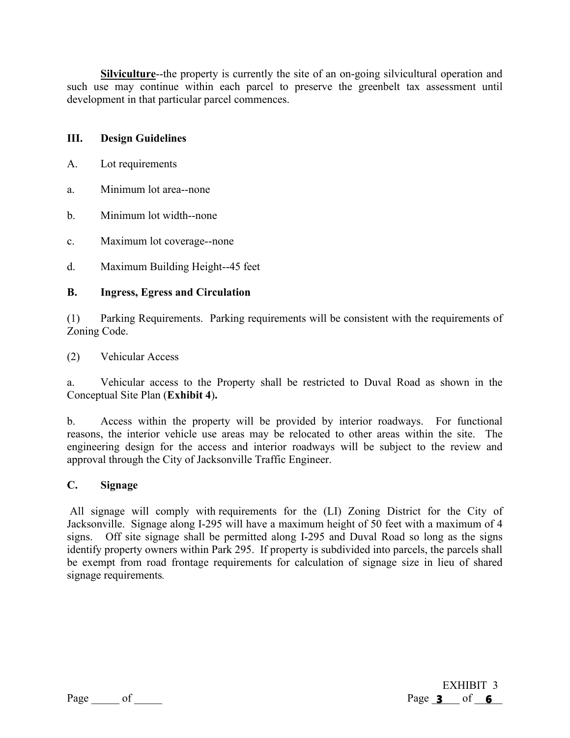**Silviculture**--the property is currently the site of an on-going silvicultural operation and such use may continue within each parcel to preserve the greenbelt tax assessment until development in that particular parcel commences.

## III. Design Guidelines

A. Lot requirements

a. Minimum lot area--none

b. Minimum lot width--none

c. Maximum lot coverage--none

d. Maximum Building Height--45 feet

### B. Ingress, Egress and Circulation

(1) Parking Requirements. Parking requirements will be consistent with the requirements of Zoning Code.

(2) Vehicular Access

a. Vehicular access to the Property shall be restricted to Duval Road as shown in the Conceptual Site Plan (**Exhibit 4**).

b. Access within the property will be provided by interior roadways. For functional reasons, the interior vehicle use areas may be relocated to other areas within the site. The engineering design for the access and interior roadways will be subject to the review and approval through the City of Jacksonville Traffic Engineer.

### C. Signage

All signage will comply with requirements for the (LI) Zoning District for the City of Jacksonville. Signage along I-295 will have a maximum height of 50 feet with a maximum of 4 signs. Off site signage shall be permitted along I-295 and Duval Road so long as the signs identify property owners within Park 295. If property is subdivided into parcels, the parcels shall be exempt from road frontage requirements for calculation of signage size in lieu of shared signage requirements.

EXHIBIT 3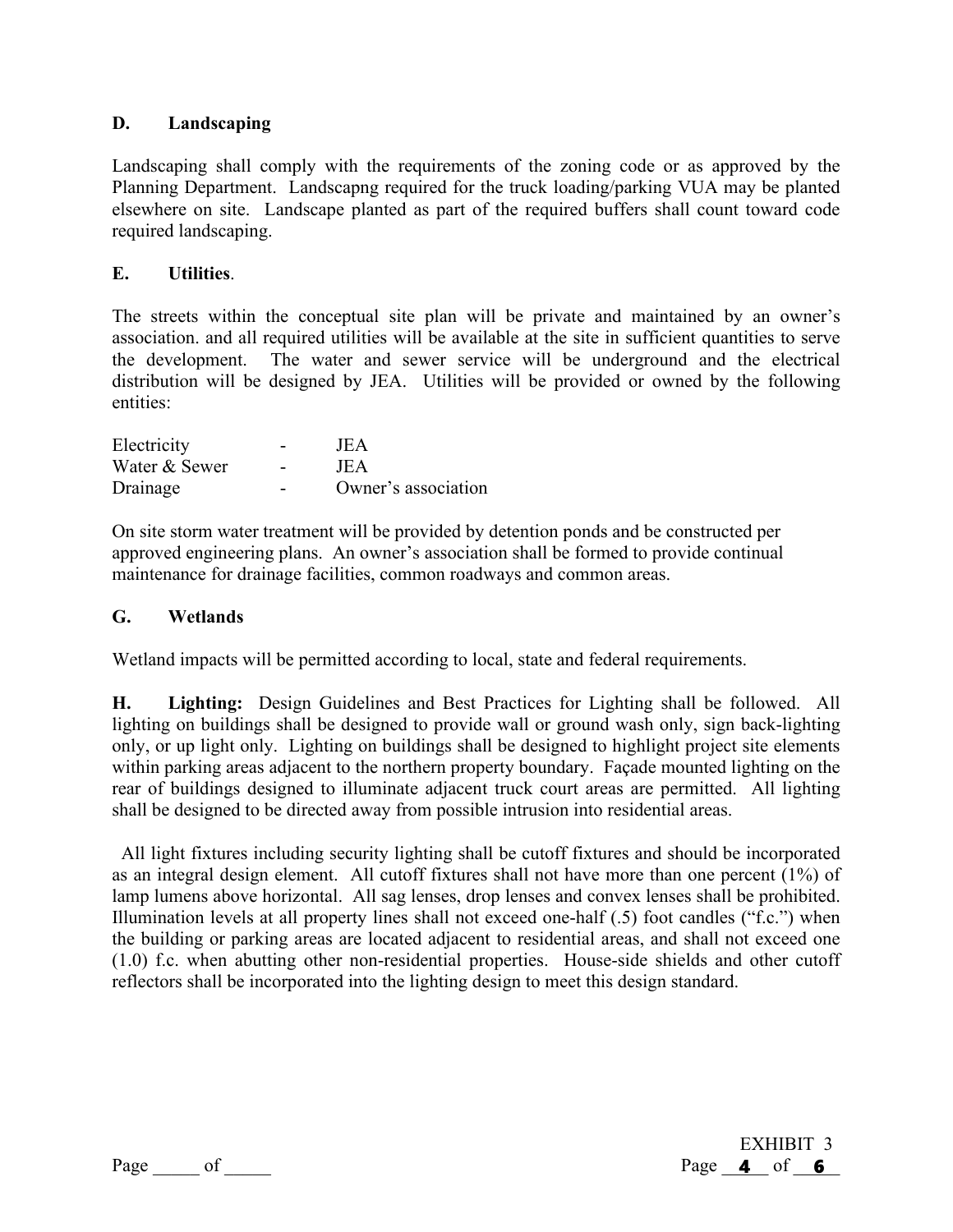## D. Landscaping

Landscaping shall comply with the requirements of the zoning code or as approved by the Planning Department. Landscapng required for the truck loading/parking VUA may be planted elsewhere on site. Landscape planted as part of the required buffers shall count toward code required landscaping.

## E. Utilities.

The streets within the conceptual site plan will be private and maintained by an owner's association. and all required utilities will be available at the site in sufficient quantities to serve the development. The water and sewer service will be underground and the electrical distribution will be designed by JEA. Utilities will be provided or owned by the following entities:

| | | |
|---|---|---|
| Electricity | - | JEA |
| Water & Sewer | - | JEA |
| Drainage | - | Owner's association |

On site storm water treatment will be provided by detention ponds and be constructed per approved engineering plans. An owner's association shall be formed to provide continual maintenance for drainage facilities, common roadways and common areas.

## G. Wetlands

Wetland impacts will be permitted according to local, state and federal requirements.

**H. Lighting:** Design Guidelines and Best Practices for Lighting shall be followed. All lighting on buildings shall be designed to provide wall or ground wash only, sign back-lighting only, or up light only. Lighting on buildings shall be designed to highlight project site elements within parking areas adjacent to the northern property boundary. Façade mounted lighting on the rear of buildings designed to illuminate adjacent truck court areas are permitted. All lighting shall be designed to be directed away from possible intrusion into residential areas.

All light fixtures including security lighting shall be cutoff fixtures and should be incorporated as an integral design element. All cutoff fixtures shall not have more than one percent (1%) of lamp lumens above horizontal. All sag lenses, drop lenses and convex lenses shall be prohibited. Illumination levels at all property lines shall not exceed one-half (.5) foot candles ("f.c.") when the building or parking areas are located adjacent to residential areas, and shall not exceed one (1.0) f.c. when abutting other non-residential properties. House-side shields and other cutoff reflectors shall be incorporated into the lighting design to meet this design standard.

EXHIBIT 3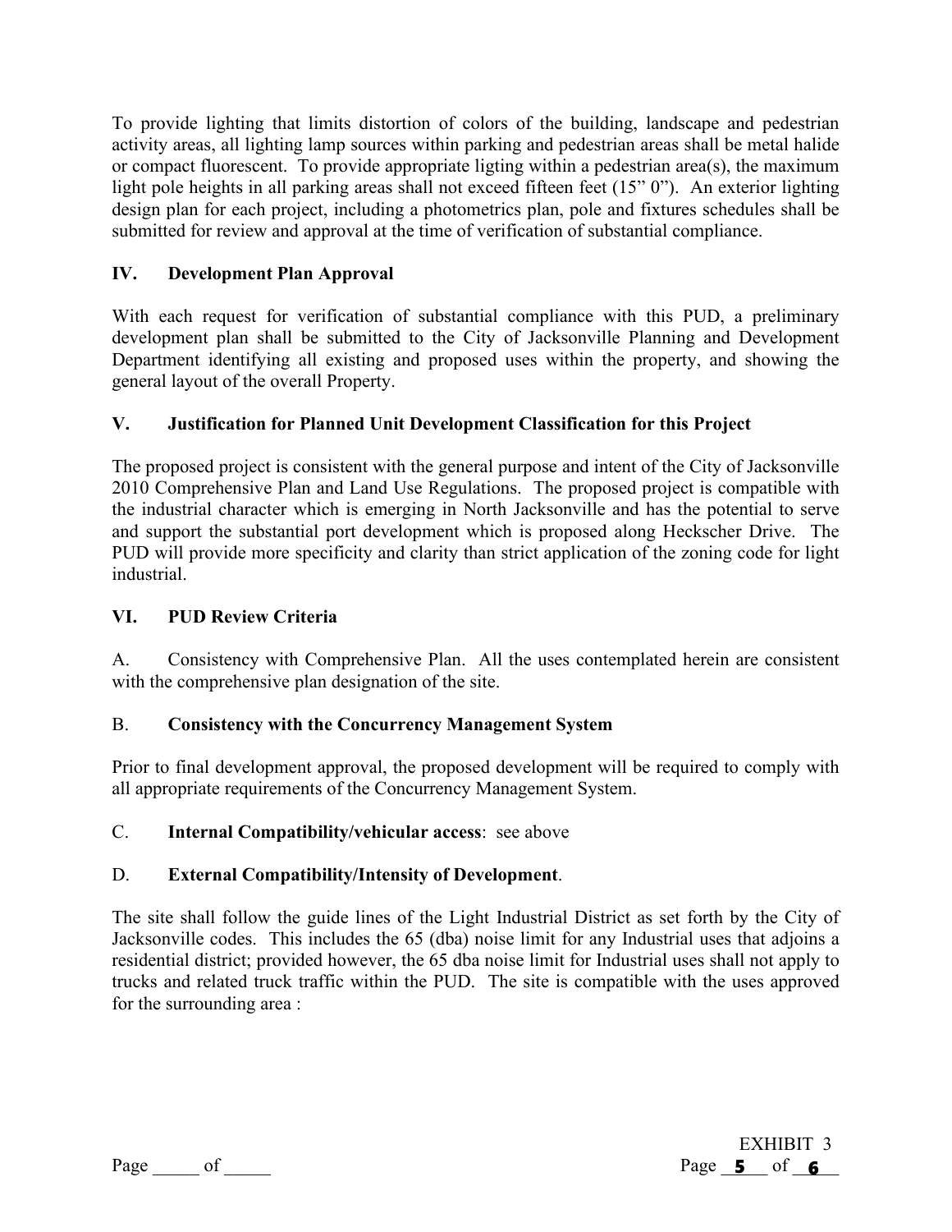To provide lighting that limits distortion of colors of the building, landscape and pedestrian activity areas, all lighting lamp sources within parking and pedestrian areas shall be metal halide or compact fluorescent. To provide appropriate ligting within a pedestrian area(s), the maximum light pole heights in all parking areas shall not exceed fifteen feet (15" 0"). An exterior lighting design plan for each project, including a photometrics plan, pole and fixtures schedules shall be submitted for review and approval at the time of verification of substantial compliance.

## IV. Development Plan Approval

With each request for verification of substantial compliance with this PUD, a preliminary development plan shall be submitted to the City of Jacksonville Planning and Development Department identifying all existing and proposed uses within the property, and showing the general layout of the overall Property.

## V. Justification for Planned Unit Development Classification for this Project

The proposed project is consistent with the general purpose and intent of the City of Jacksonville 2010 Comprehensive Plan and Land Use Regulations. The proposed project is compatible with the industrial character which is emerging in North Jacksonville and has the potential to serve and support the substantial port development which is proposed along Heckscher Drive. The PUD will provide more specificity and clarity than strict application of the zoning code for light industrial.

## VI. PUD Review Criteria

A. Consistency with Comprehensive Plan. All the uses contemplated herein are consistent with the comprehensive plan designation of the site.

B. **Consistency with the Concurrency Management System**

Prior to final development approval, the proposed development will be required to comply with all appropriate requirements of the Concurrency Management System.

C. **Internal Compatibility/vehicular access**: see above

D. **External Compatibility/Intensity of Development**.

The site shall follow the guide lines of the Light Industrial District as set forth by the City of Jacksonville codes. This includes the 65 (dba) noise limit for any Industrial uses that adjoins a residential district; provided however, the 65 dba noise limit for Industrial uses shall not apply to trucks and related truck traffic within the PUD. The site is compatible with the uses approved for the surrounding area :

EXHIBIT 3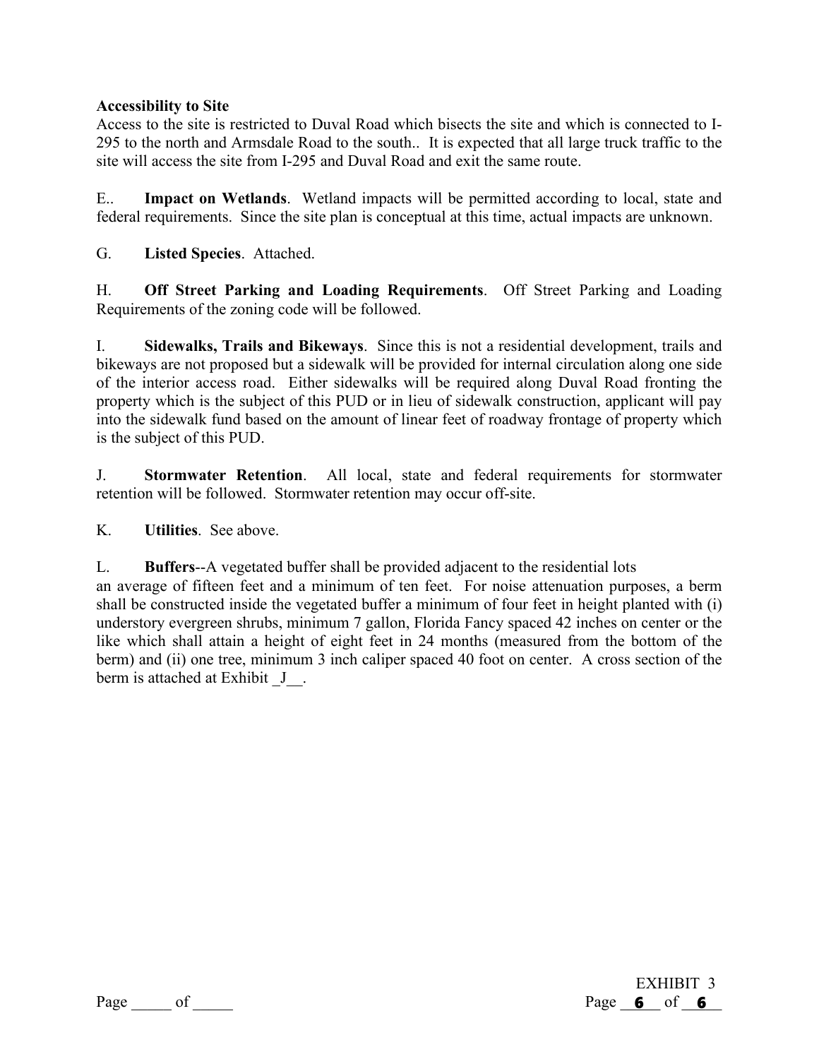**Accessibility to Site**

Access to the site is restricted to Duval Road which bisects the site and which is connected to I-295 to the north and Armsdale Road to the south.. It is expected that all large truck traffic to the site will access the site from I-295 and Duval Road and exit the same route.

E.. **Impact on Wetlands**. Wetland impacts will be permitted according to local, state and federal requirements. Since the site plan is conceptual at this time, actual impacts are unknown.

G. **Listed Species**. Attached.

H. **Off Street Parking and Loading Requirements**. Off Street Parking and Loading Requirements of the zoning code will be followed.

I. **Sidewalks, Trails and Bikeways**. Since this is not a residential development, trails and bikeways are not proposed but a sidewalk will be provided for internal circulation along one side of the interior access road. Either sidewalks will be required along Duval Road fronting the property which is the subject of this PUD or in lieu of sidewalk construction, applicant will pay into the sidewalk fund based on the amount of linear feet of roadway frontage of property which is the subject of this PUD.

J. **Stormwater Retention**. All local, state and federal requirements for stormwater retention will be followed. Stormwater retention may occur off-site.

K. **Utilities**. See above.

L. **Buffers**--A vegetated buffer shall be provided adjacent to the residential lots an average of fifteen feet and a minimum of ten feet. For noise attenuation purposes, a berm shall be constructed inside the vegetated buffer a minimum of four feet in height planted with (i) understory evergreen shrubs, minimum 7 gallon, Florida Fancy spaced 42 inches on center or the like which shall attain a height of eight feet in 24 months (measured from the bottom of the berm) and (ii) one tree, minimum 3 inch caliper spaced 40 foot on center. A cross section of the berm is attached at Exhibit _J__.

EXHIBIT 3